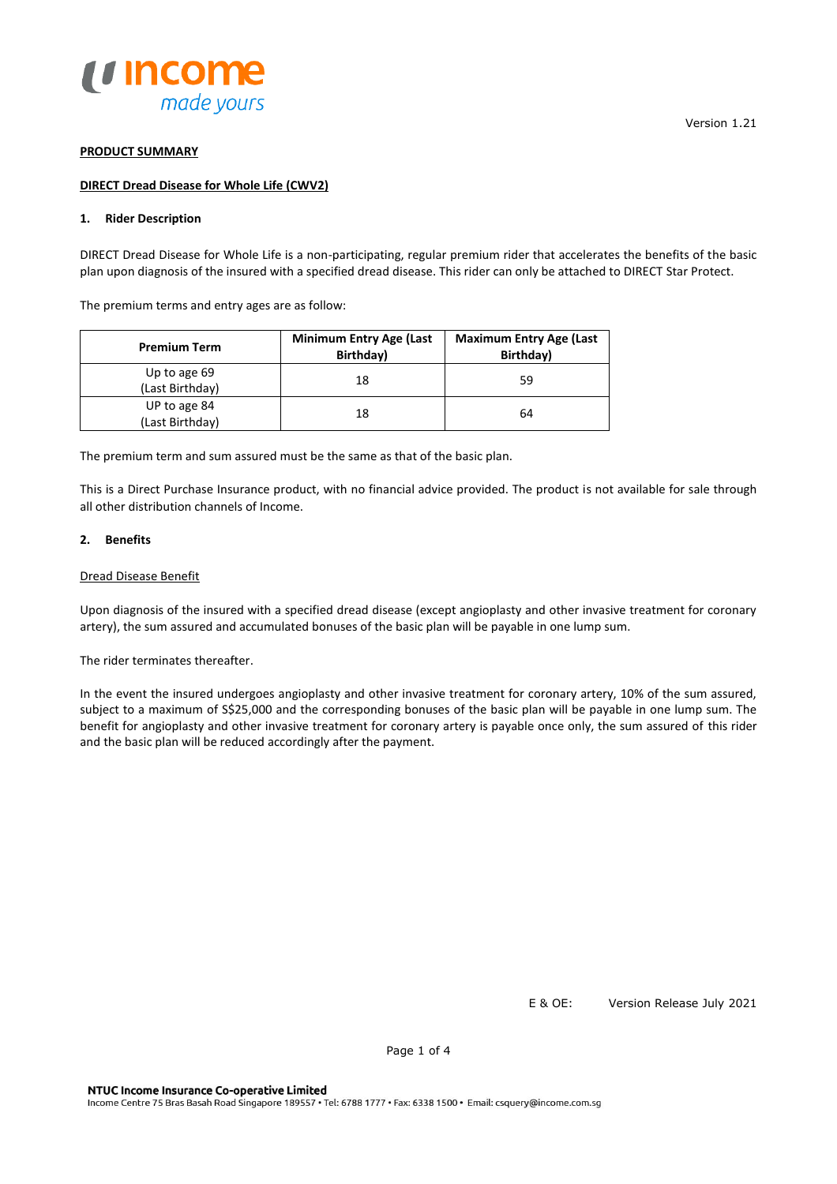Version 1.21

**PRODUCT SUMMARY**

**DIRECT Dread Disease for Whole Life (CWV2)**

## 1. Rider Description

DIRECT Dread Disease for Whole Life is a non-participating, regular premium rider that accelerates the benefits of the basic plan upon diagnosis of the insured with a specified dread disease. This rider can only be attached to DIRECT Star Protect.

The premium terms and entry ages are as follow:

| Premium Term | Minimum Entry Age (Last Birthday) | Maximum Entry Age (Last Birthday) |
|---|---|---|
| Up to age 69 (Last Birthday) | 18 | 59 |
| UP to age 84 (Last Birthday) | 18 | 64 |

The premium term and sum assured must be the same as that of the basic plan.

This is a Direct Purchase Insurance product, with no financial advice provided. The product is not available for sale through all other distribution channels of Income.

## 2. Benefits

Dread Disease Benefit

Upon diagnosis of the insured with a specified dread disease (except angioplasty and other invasive treatment for coronary artery), the sum assured and accumulated bonuses of the basic plan will be payable in one lump sum.

The rider terminates thereafter.

In the event the insured undergoes angioplasty and other invasive treatment for coronary artery, 10% of the sum assured, subject to a maximum of S$25,000 and the corresponding bonuses of the basic plan will be payable in one lump sum. The benefit for angioplasty and other invasive treatment for coronary artery is payable once only, the sum assured of this rider and the basic plan will be reduced accordingly after the payment.

E & OE: Version Release July 2021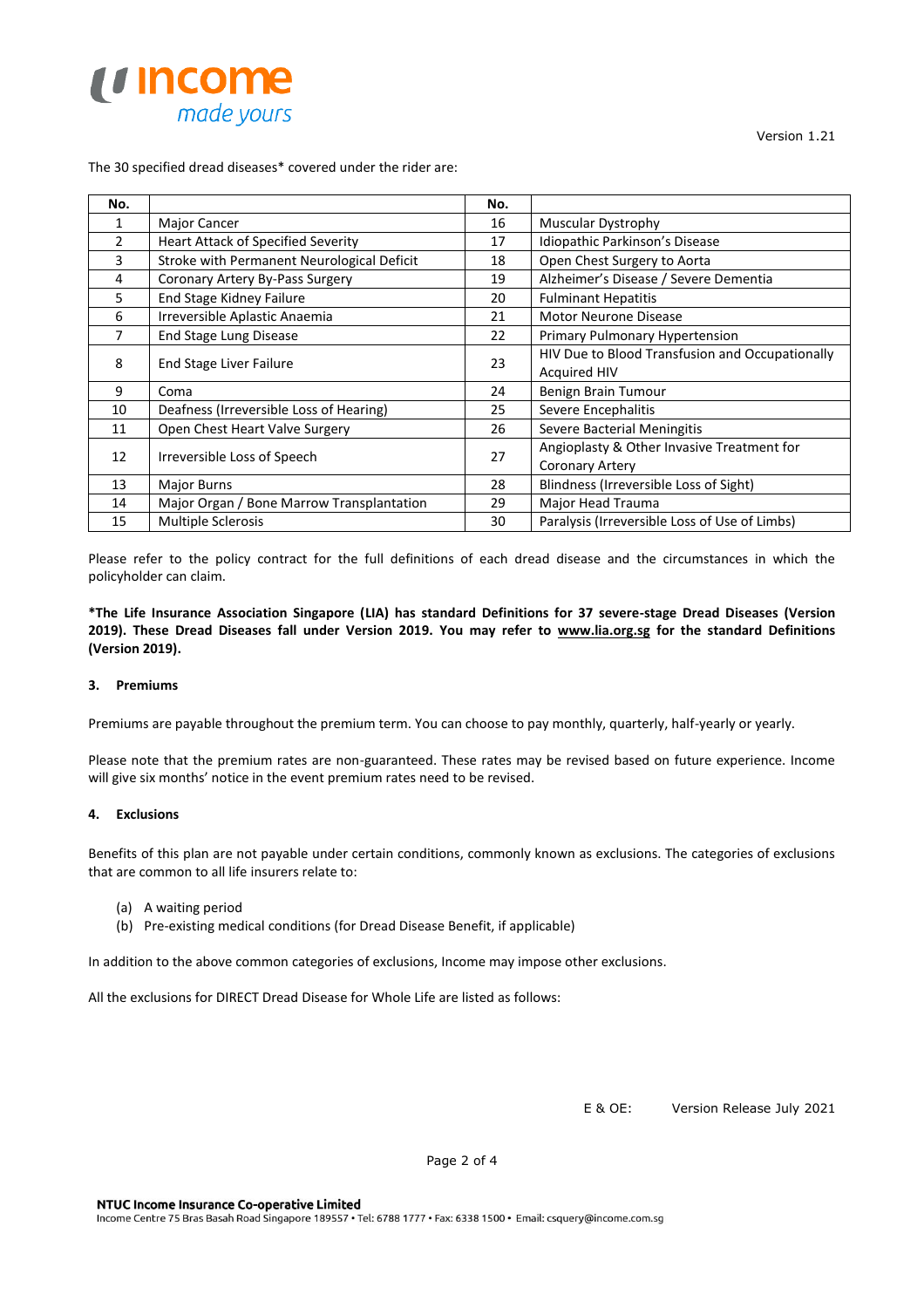The 30 specified dread diseases* covered under the rider are:

| No. | | No. | |
|---|---|---|---|
| 1 | Major Cancer | 16 | Muscular Dystrophy |
| 2 | Heart Attack of Specified Severity | 17 | Idiopathic Parkinson's Disease |
| 3 | Stroke with Permanent Neurological Deficit | 18 | Open Chest Surgery to Aorta |
| 4 | Coronary Artery By-Pass Surgery | 19 | Alzheimer's Disease / Severe Dementia |
| 5 | End Stage Kidney Failure | 20 | Fulminant Hepatitis |
| 6 | Irreversible Aplastic Anaemia | 21 | Motor Neurone Disease |
| 7 | End Stage Lung Disease | 22 | Primary Pulmonary Hypertension |
| 8 | End Stage Liver Failure | 23 | HIV Due to Blood Transfusion and Occupationally Acquired HIV |
| 9 | Coma | 24 | Benign Brain Tumour |
| 10 | Deafness (Irreversible Loss of Hearing) | 25 | Severe Encephalitis |
| 11 | Open Chest Heart Valve Surgery | 26 | Severe Bacterial Meningitis |
| 12 | Irreversible Loss of Speech | 27 | Angioplasty & Other Invasive Treatment for Coronary Artery |
| 13 | Major Burns | 28 | Blindness (Irreversible Loss of Sight) |
| 14 | Major Organ / Bone Marrow Transplantation | 29 | Major Head Trauma |
| 15 | Multiple Sclerosis | 30 | Paralysis (Irreversible Loss of Use of Limbs) |

Please refer to the policy contract for the full definitions of each dread disease and the circumstances in which the policyholder can claim.

**\*The Life Insurance Association Singapore (LIA) has standard Definitions for 37 severe-stage Dread Diseases (Version 2019). These Dread Diseases fall under Version 2019. You may refer to www.lia.org.sg for the standard Definitions (Version 2019).**

### 3. Premiums

Premiums are payable throughout the premium term. You can choose to pay monthly, quarterly, half-yearly or yearly.

Please note that the premium rates are non-guaranteed. These rates may be revised based on future experience. Income will give six months' notice in the event premium rates need to be revised.

### 4. Exclusions

Benefits of this plan are not payable under certain conditions, commonly known as exclusions. The categories of exclusions that are common to all life insurers relate to:

(a) A waiting period
(b) Pre-existing medical conditions (for Dread Disease Benefit, if applicable)

In addition to the above common categories of exclusions, Income may impose other exclusions.

All the exclusions for DIRECT Dread Disease for Whole Life are listed as follows:

E & OE: Version Release July 2021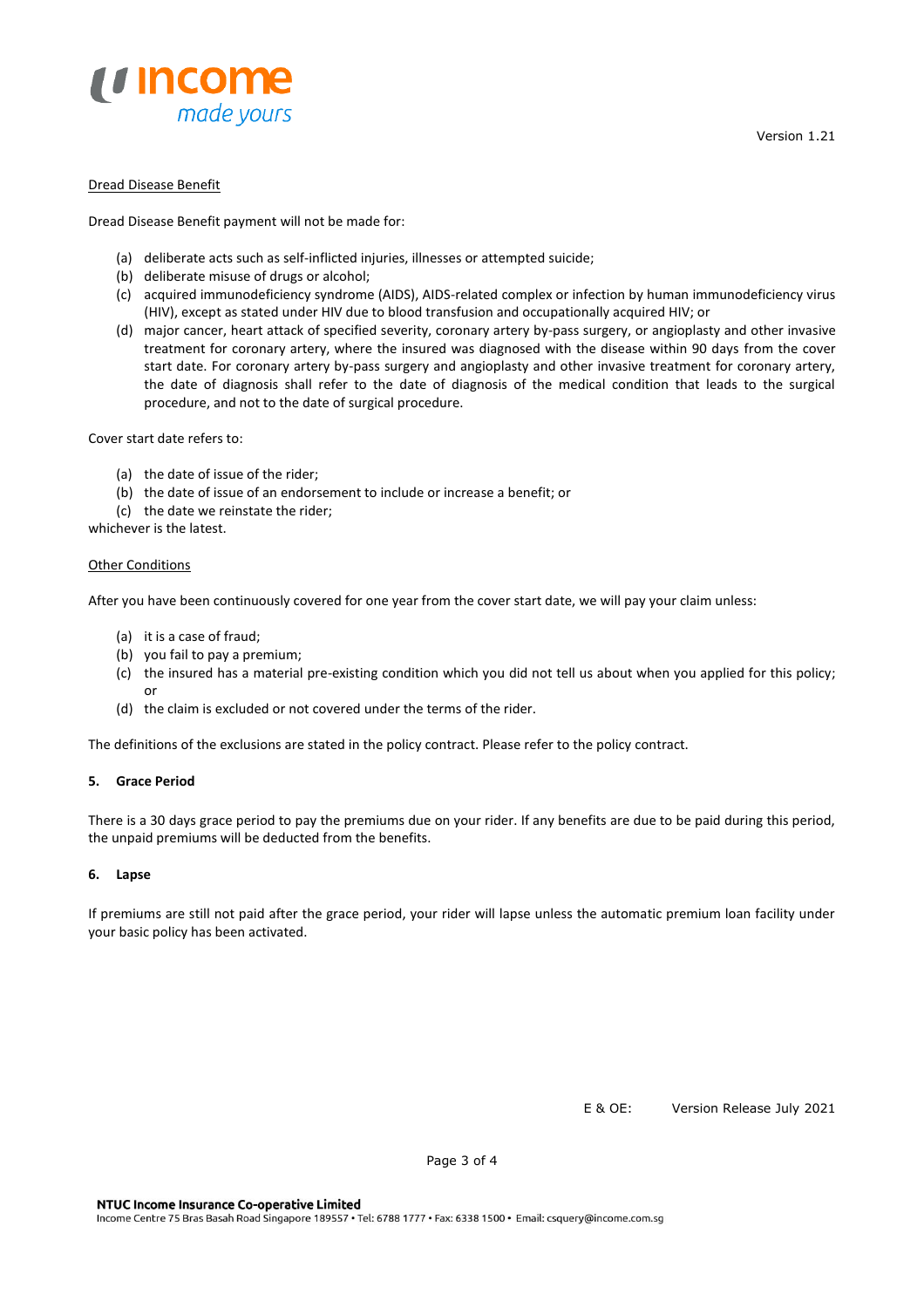Dread Disease Benefit

Dread Disease Benefit payment will not be made for:

(a) deliberate acts such as self-inflicted injuries, illnesses or attempted suicide;
(b) deliberate misuse of drugs or alcohol;
(c) acquired immunodeficiency syndrome (AIDS), AIDS-related complex or infection by human immunodeficiency virus (HIV), except as stated under HIV due to blood transfusion and occupationally acquired HIV; or
(d) major cancer, heart attack of specified severity, coronary artery by-pass surgery, or angioplasty and other invasive treatment for coronary artery, where the insured was diagnosed with the disease within 90 days from the cover start date. For coronary artery by-pass surgery and angioplasty and other invasive treatment for coronary artery, the date of diagnosis shall refer to the date of diagnosis of the medical condition that leads to the surgical procedure, and not to the date of surgical procedure.

Cover start date refers to:

(a) the date of issue of the rider;
(b) the date of issue of an endorsement to include or increase a benefit; or
(c) the date we reinstate the rider;

whichever is the latest.

Other Conditions

After you have been continuously covered for one year from the cover start date, we will pay your claim unless:

(a) it is a case of fraud;
(b) you fail to pay a premium;
(c) the insured has a material pre-existing condition which you did not tell us about when you applied for this policy; or
(d) the claim is excluded or not covered under the terms of the rider.

The definitions of the exclusions are stated in the policy contract. Please refer to the policy contract.

## 5. Grace Period

There is a 30 days grace period to pay the premiums due on your rider. If any benefits are due to be paid during this period, the unpaid premiums will be deducted from the benefits.

## 6. Lapse

If premiums are still not paid after the grace period, your rider will lapse unless the automatic premium loan facility under your basic policy has been activated.

E & OE: Version Release July 2021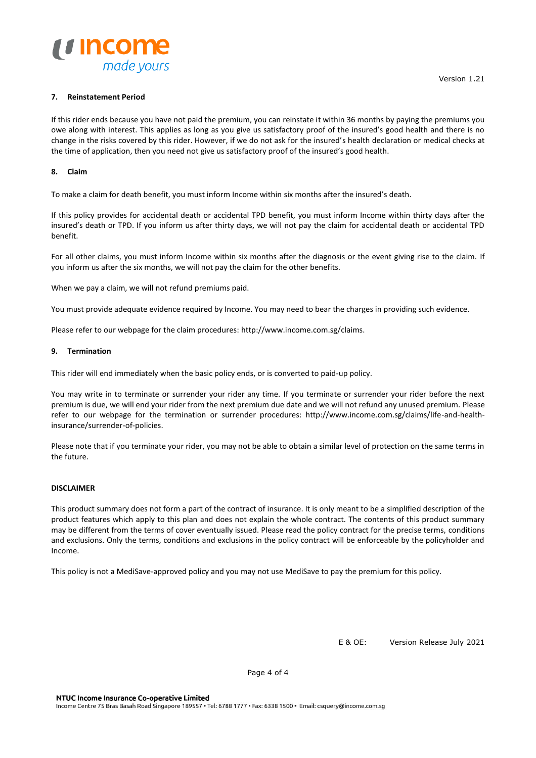Version 1.21

## 7. Reinstatement Period

If this rider ends because you have not paid the premium, you can reinstate it within 36 months by paying the premiums you owe along with interest. This applies as long as you give us satisfactory proof of the insured's good health and there is no change in the risks covered by this rider. However, if we do not ask for the insured's health declaration or medical checks at the time of application, then you need not give us satisfactory proof of the insured's good health.

## 8. Claim

To make a claim for death benefit, you must inform Income within six months after the insured's death.

If this policy provides for accidental death or accidental TPD benefit, you must inform Income within thirty days after the insured's death or TPD. If you inform us after thirty days, we will not pay the claim for accidental death or accidental TPD benefit.

For all other claims, you must inform Income within six months after the diagnosis or the event giving rise to the claim. If you inform us after the six months, we will not pay the claim for the other benefits.

When we pay a claim, we will not refund premiums paid.

You must provide adequate evidence required by Income. You may need to bear the charges in providing such evidence.

Please refer to our webpage for the claim procedures: http://www.income.com.sg/claims.

## 9. Termination

This rider will end immediately when the basic policy ends, or is converted to paid-up policy.

You may write in to terminate or surrender your rider any time. If you terminate or surrender your rider before the next premium is due, we will end your rider from the next premium due date and we will not refund any unused premium. Please refer to our webpage for the termination or surrender procedures: http://www.income.com.sg/claims/life-and-health-insurance/surrender-of-policies.

Please note that if you terminate your rider, you may not be able to obtain a similar level of protection on the same terms in the future.

## DISCLAIMER

This product summary does not form a part of the contract of insurance. It is only meant to be a simplified description of the product features which apply to this plan and does not explain the whole contract. The contents of this product summary may be different from the terms of cover eventually issued. Please read the policy contract for the precise terms, conditions and exclusions. Only the terms, conditions and exclusions in the policy contract will be enforceable by the policyholder and Income.

This policy is not a MediSave-approved policy and you may not use MediSave to pay the premium for this policy.

E & OE: Version Release July 2021